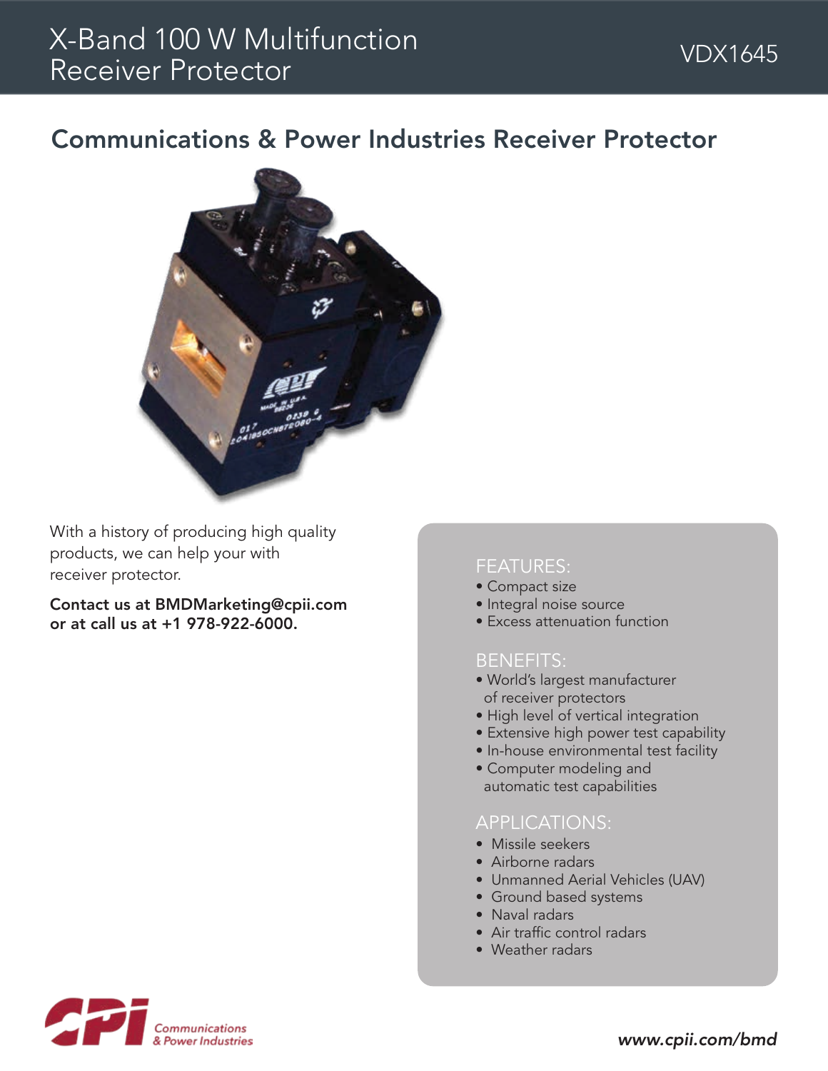# X-Band 100 W Multifunction Receiver Protector

VDX1645

## Communications & Power Industries Receiver Protector

With a history of producing high quality products, we can help your with receiver protector.

**Contact us at BMDMarketing@cpii.com or at call us at +1 978-922-6000.**

### FEATURES:

- Compact size
- Integral noise source
- Excess attenuation function

### BENEFITS:

- World's largest manufacturer of receiver protectors
- High level of vertical integration
- Extensive high power test capability
- In-house environmental test facility
- Computer modeling and automatic test capabilities

### APPLICATIONS:

- Missile seekers
- Airborne radars
- Unmanned Aerial Vehicles (UAV)
- Ground based systems
- Naval radars
- Air traffic control radars
- Weather radars

Communications & Power Industries

*www.cpii.com/bmd*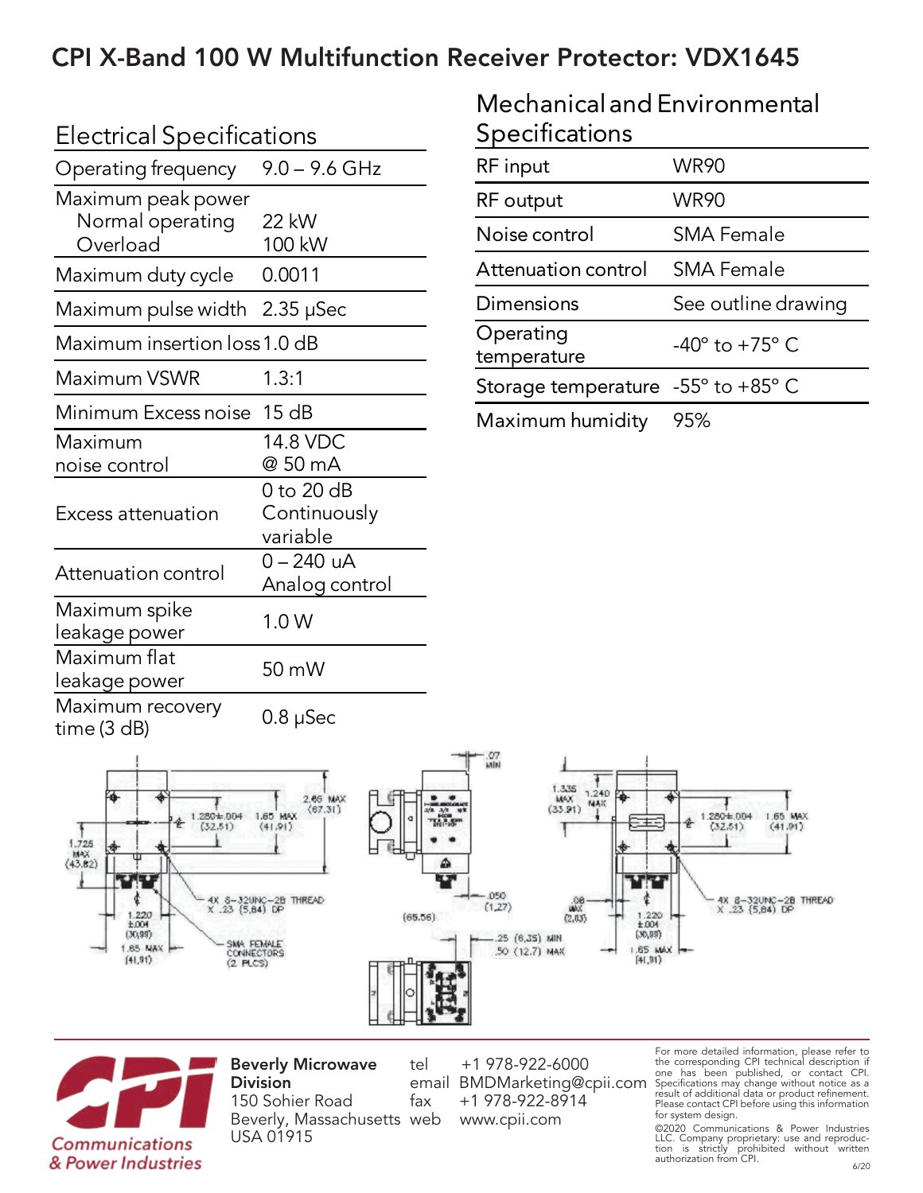# CPI X-Band 100 W Multifunction Receiver Protector: VDX1645

## Electrical Specifications

| | |
|---|---|
| Operating frequency | 9.0 – 9.6 GHz |
| Maximum peak power<br>Normal operating<br>Overload | <br>22 kW<br>100 kW |
| Maximum duty cycle | 0.0011 |
| Maximum pulse width | 2.35 µSec |
| Maximum insertion loss | 1.0 dB |
| Maximum VSWR | 1.3:1 |
| Minimum Excess noise | 15 dB |
| Maximum noise control | 14.8 VDC @ 50 mA |
| Excess attenuation | 0 to 20 dB Continuously variable |
| Attenuation control | 0 – 240 uA Analog control |
| Maximum spike leakage power | 1.0 W |
| Maximum flat leakage power | 50 mW |
| Maximum recovery time (3 dB) | 0.8 µSec |

## Mechanical and Environmental Specifications

| | |
|---|---|
| RF input | WR90 |
| RF output | WR90 |
| Noise control | SMA Female |
| Attenuation control | SMA Female |
| Dimensions | See outline drawing |
| Operating temperature | -40° to +75° C |
| Storage temperature | -55° to +85° C |
| Maximum humidity | 95% |

.07 MIN
2.65 MAX (67.31)
1.250±.004 (32.51)
1.65 MAX (41.91)
1.725 MAX (43.82)
4X 8–32UNC–2B THREAD X .23 (5.84) DP
1.220 ±.004 (30.99)
1.65 MAX (41.91)
SMA FEMALE CONNECTORS (2 PLCS)
.050 (1.27)
(65.56)
.08 MAX (2.03)
.25 (6.35) MIN
.50 (12.7) MAX
1.335 MAX (33.91)
1.240 MAX
1.250±.004 (32.51)
1.65 MAX (41.91)
4X 8–32UNC–2B THREAD X .23 (5.84) DP
1.220 ±.004 (30.99)
1.65 MAX (41.91)

Communications & Power Industries

**Beverly Microwave Division**
150 Sohier Road
Beverly, Massachusetts
USA 01915

tel +1 978-922-6000
email BMDMarketing@cpii.com
fax +1 978-922-8914
web www.cpii.com

For more detailed information, please refer to the corresponding CPI technical description if one has been published, or contact CPI. Specifications may change without notice as a result of additional data or product refinement. Please contact CPI before using this information for system design.

©2020 Communications & Power Industries LLC. Company proprietary: use and reproduction is strictly prohibited without written authorization from CPI.

6/20